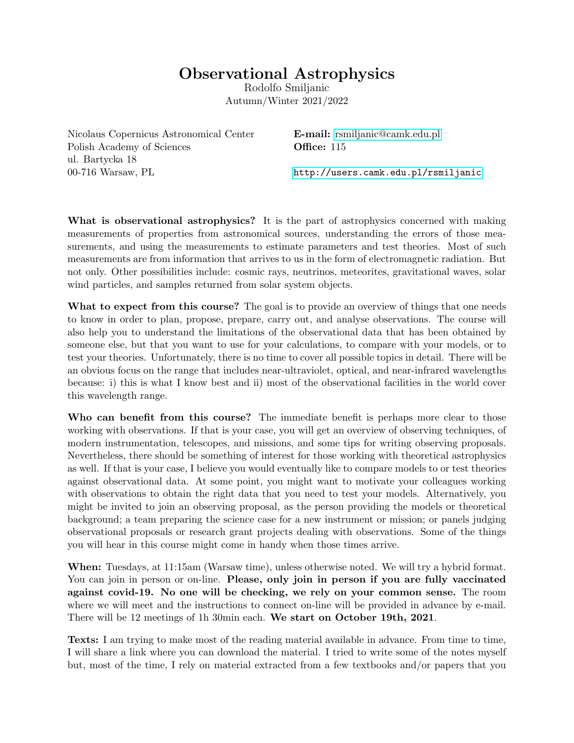# Observational Astrophysics

Rodolfo Smiljanic
Autumn/Winter 2021/2022

Nicolaus Copernicus Astronomical Center
Polish Academy of Sciences
ul. Bartycka 18
00-716 Warsaw, PL

**E-mail:** rsmiljanic@camk.edu.pl
**Office:** 115

http://users.camk.edu.pl/rsmiljanic

**What is observational astrophysics?** It is the part of astrophysics concerned with making measurements of properties from astronomical sources, understanding the errors of those measurements, and using the measurements to estimate parameters and test theories. Most of such measurements are from information that arrives to us in the form of electromagnetic radiation. But not only. Other possibilities include: cosmic rays, neutrinos, meteorites, gravitational waves, solar wind particles, and samples returned from solar system objects.

**What to expect from this course?** The goal is to provide an overview of things that one needs to know in order to plan, propose, prepare, carry out, and analyse observations. The course will also help you to understand the limitations of the observational data that has been obtained by someone else, but that you want to use for your calculations, to compare with your models, or to test your theories. Unfortunately, there is no time to cover all possible topics in detail. There will be an obvious focus on the range that includes near-ultraviolet, optical, and near-infrared wavelengths because: i) this is what I know best and ii) most of the observational facilities in the world cover this wavelength range.

**Who can benefit from this course?** The immediate benefit is perhaps more clear to those working with observations. If that is your case, you will get an overview of observing techniques, of modern instrumentation, telescopes, and missions, and some tips for writing observing proposals. Nevertheless, there should be something of interest for those working with theoretical astrophysics as well. If that is your case, I believe you would eventually like to compare models to or test theories against observational data. At some point, you might want to motivate your colleagues working with observations to obtain the right data that you need to test your models. Alternatively, you might be invited to join an observing proposal, as the person providing the models or theoretical background; a team preparing the science case for a new instrument or mission; or panels judging observational proposals or research grant projects dealing with observations. Some of the things you will hear in this course might come in handy when those times arrive.

**When:** Tuesdays, at 11:15am (Warsaw time), unless otherwise noted. We will try a hybrid format. You can join in person or on-line. **Please, only join in person if you are fully vaccinated against covid-19. No one will be checking, we rely on your common sense.** The room where we will meet and the instructions to connect on-line will be provided in advance by e-mail. There will be 12 meetings of 1h 30min each. **We start on October 19th, 2021**.

**Texts:** I am trying to make most of the reading material available in advance. From time to time, I will share a link where you can download the material. I tried to write some of the notes myself but, most of the time, I rely on material extracted from a few textbooks and/or papers that you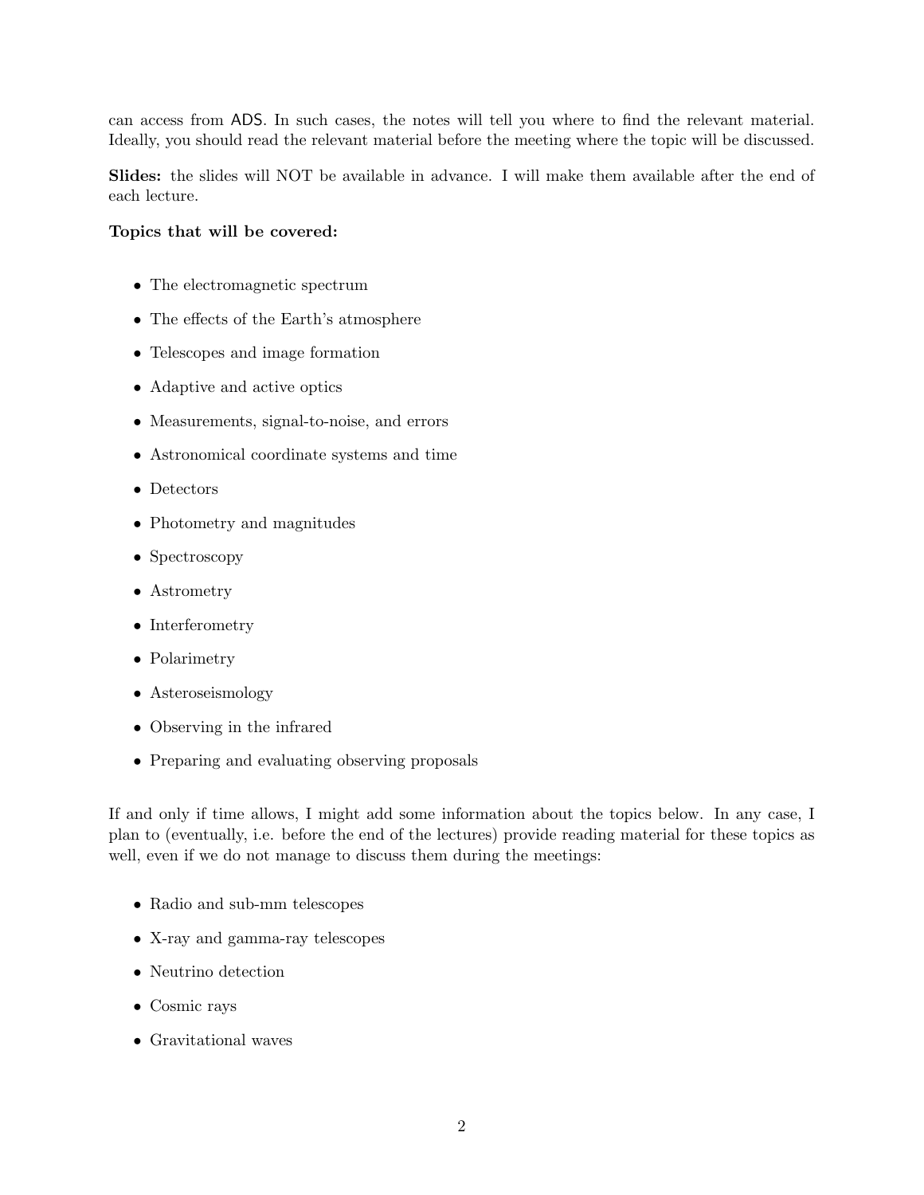can access from ADS. In such cases, the notes will tell you where to find the relevant material. Ideally, you should read the relevant material before the meeting where the topic will be discussed.

**Slides:** the slides will NOT be available in advance. I will make them available after the end of each lecture.

**Topics that will be covered:**

- The electromagnetic spectrum
- The effects of the Earth's atmosphere
- Telescopes and image formation
- Adaptive and active optics
- Measurements, signal-to-noise, and errors
- Astronomical coordinate systems and time
- Detectors
- Photometry and magnitudes
- Spectroscopy
- Astrometry
- Interferometry
- Polarimetry
- Asteroseismology
- Observing in the infrared
- Preparing and evaluating observing proposals

If and only if time allows, I might add some information about the topics below. In any case, I plan to (eventually, i.e. before the end of the lectures) provide reading material for these topics as well, even if we do not manage to discuss them during the meetings:

- Radio and sub-mm telescopes
- X-ray and gamma-ray telescopes
- Neutrino detection
- Cosmic rays
- Gravitational waves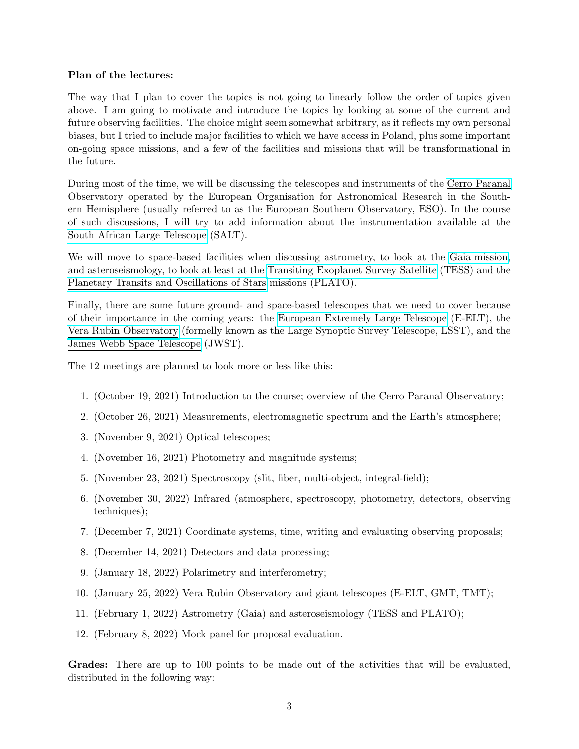**Plan of the lectures:**

The way that I plan to cover the topics is not going to linearly follow the order of topics given above. I am going to motivate and introduce the topics by looking at some of the current and future observing facilities. The choice might seem somewhat arbitrary, as it reflects my own personal biases, but I tried to include major facilities to which we have access in Poland, plus some important on-going space missions, and a few of the facilities and missions that will be transformational in the future.

During most of the time, we will be discussing the telescopes and instruments of the Cerro Paranal Observatory operated by the European Organisation for Astronomical Research in the Southern Hemisphere (usually referred to as the European Southern Observatory, ESO). In the course of such discussions, I will try to add information about the instrumentation available at the South African Large Telescope (SALT).

We will move to space-based facilities when discussing astrometry, to look at the Gaia mission, and asteroseismology, to look at least at the Transiting Exoplanet Survey Satellite (TESS) and the Planetary Transits and Oscillations of Stars missions (PLATO).

Finally, there are some future ground- and space-based telescopes that we need to cover because of their importance in the coming years: the European Extremely Large Telescope (E-ELT), the Vera Rubin Observatory (formelly known as the Large Synoptic Survey Telescope, LSST), and the James Webb Space Telescope (JWST).

The 12 meetings are planned to look more or less like this:

1. (October 19, 2021) Introduction to the course; overview of the Cerro Paranal Observatory;
2. (October 26, 2021) Measurements, electromagnetic spectrum and the Earth's atmosphere;
3. (November 9, 2021) Optical telescopes;
4. (November 16, 2021) Photometry and magnitude systems;
5. (November 23, 2021) Spectroscopy (slit, fiber, multi-object, integral-field);
6. (November 30, 2022) Infrared (atmosphere, spectroscopy, photometry, detectors, observing techniques);
7. (December 7, 2021) Coordinate systems, time, writing and evaluating observing proposals;
8. (December 14, 2021) Detectors and data processing;
9. (January 18, 2022) Polarimetry and interferometry;
10. (January 25, 2022) Vera Rubin Observatory and giant telescopes (E-ELT, GMT, TMT);
11. (February 1, 2022) Astrometry (Gaia) and asteroseismology (TESS and PLATO);
12. (February 8, 2022) Mock panel for proposal evaluation.

**Grades:** There are up to 100 points to be made out of the activities that will be evaluated, distributed in the following way: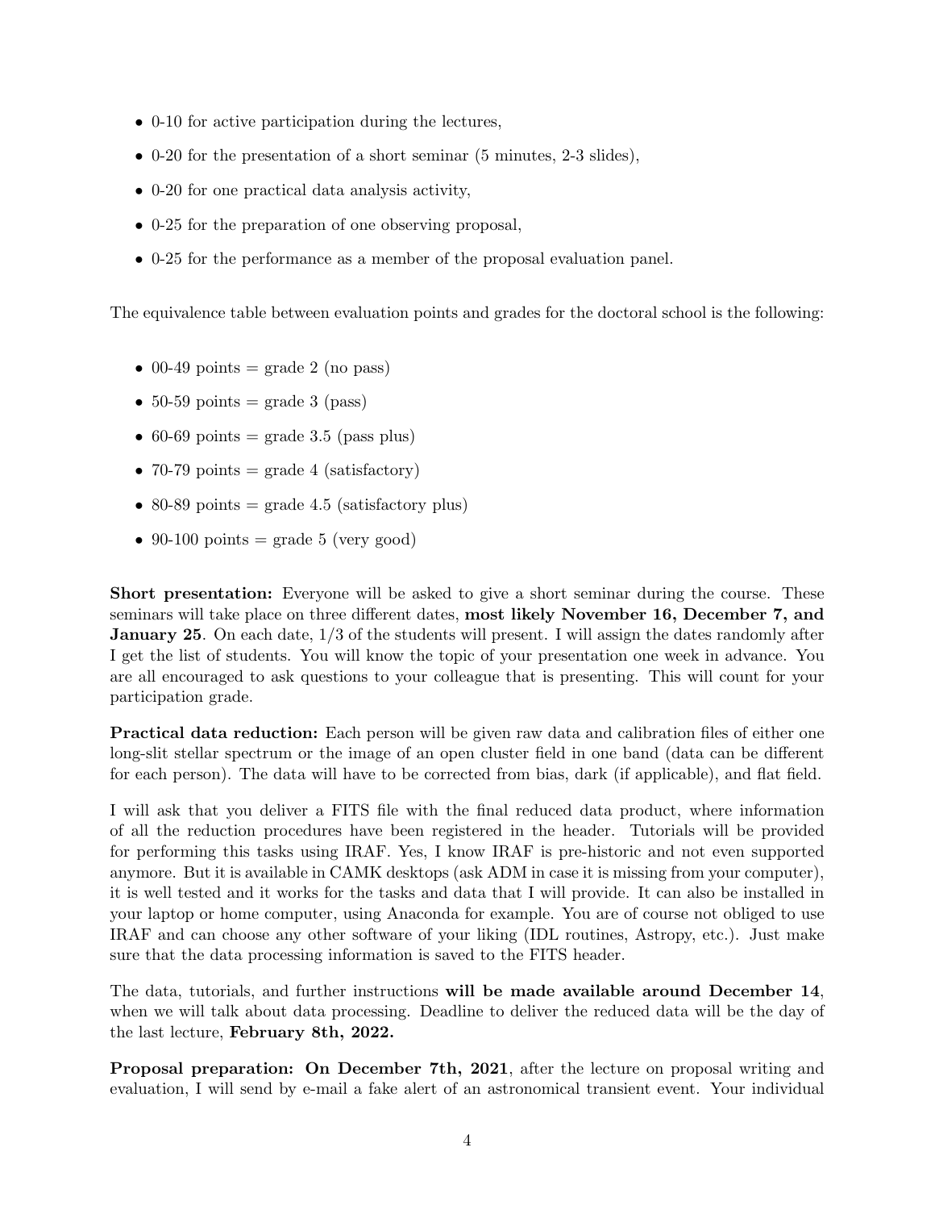- 0-10 for active participation during the lectures,
- 0-20 for the presentation of a short seminar (5 minutes, 2-3 slides),
- 0-20 for one practical data analysis activity,
- 0-25 for the preparation of one observing proposal,
- 0-25 for the performance as a member of the proposal evaluation panel.

The equivalence table between evaluation points and grades for the doctoral school is the following:

- 00-49 points = grade 2 (no pass)
- 50-59 points = grade 3 (pass)
- 60-69 points = grade 3.5 (pass plus)
- 70-79 points = grade 4 (satisfactory)
- 80-89 points = grade 4.5 (satisfactory plus)
- 90-100 points = grade 5 (very good)

**Short presentation:** Everyone will be asked to give a short seminar during the course. These seminars will take place on three different dates, **most likely November 16, December 7, and January 25**. On each date, 1/3 of the students will present. I will assign the dates randomly after I get the list of students. You will know the topic of your presentation one week in advance. You are all encouraged to ask questions to your colleague that is presenting. This will count for your participation grade.

**Practical data reduction:** Each person will be given raw data and calibration files of either one long-slit stellar spectrum or the image of an open cluster field in one band (data can be different for each person). The data will have to be corrected from bias, dark (if applicable), and flat field.

I will ask that you deliver a FITS file with the final reduced data product, where information of all the reduction procedures have been registered in the header. Tutorials will be provided for performing this tasks using IRAF. Yes, I know IRAF is pre-historic and not even supported anymore. But it is available in CAMK desktops (ask ADM in case it is missing from your computer), it is well tested and it works for the tasks and data that I will provide. It can also be installed in your laptop or home computer, using Anaconda for example. You are of course not obliged to use IRAF and can choose any other software of your liking (IDL routines, Astropy, etc.). Just make sure that the data processing information is saved to the FITS header.

The data, tutorials, and further instructions **will be made available around December 14**, when we will talk about data processing. Deadline to deliver the reduced data will be the day of the last lecture, **February 8th, 2022.**

**Proposal preparation: On December 7th, 2021**, after the lecture on proposal writing and evaluation, I will send by e-mail a fake alert of an astronomical transient event. Your individual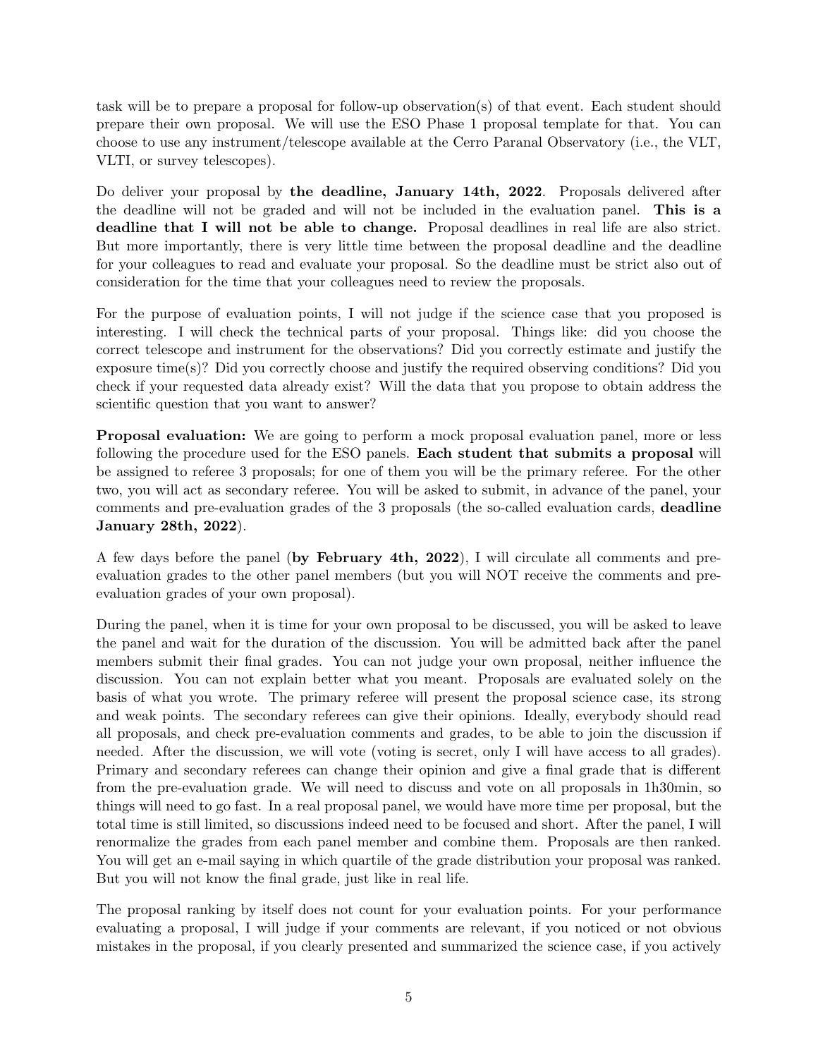task will be to prepare a proposal for follow-up observation(s) of that event. Each student should prepare their own proposal. We will use the ESO Phase 1 proposal template for that. You can choose to use any instrument/telescope available at the Cerro Paranal Observatory (i.e., the VLT, VLTI, or survey telescopes).

Do deliver your proposal by **the deadline, January 14th, 2022**. Proposals delivered after the deadline will not be graded and will not be included in the evaluation panel. **This is a deadline that I will not be able to change.** Proposal deadlines in real life are also strict. But more importantly, there is very little time between the proposal deadline and the deadline for your colleagues to read and evaluate your proposal. So the deadline must be strict also out of consideration for the time that your colleagues need to review the proposals.

For the purpose of evaluation points, I will not judge if the science case that you proposed is interesting. I will check the technical parts of your proposal. Things like: did you choose the correct telescope and instrument for the observations? Did you correctly estimate and justify the exposure time(s)? Did you correctly choose and justify the required observing conditions? Did you check if your requested data already exist? Will the data that you propose to obtain address the scientific question that you want to answer?

**Proposal evaluation:** We are going to perform a mock proposal evaluation panel, more or less following the procedure used for the ESO panels. **Each student that submits a proposal** will be assigned to referee 3 proposals; for one of them you will be the primary referee. For the other two, you will act as secondary referee. You will be asked to submit, in advance of the panel, your comments and pre-evaluation grades of the 3 proposals (the so-called evaluation cards, **deadline January 28th, 2022**).

A few days before the panel (**by February 4th, 2022**), I will circulate all comments and pre-evaluation grades to the other panel members (but you will NOT receive the comments and pre-evaluation grades of your own proposal).

During the panel, when it is time for your own proposal to be discussed, you will be asked to leave the panel and wait for the duration of the discussion. You will be admitted back after the panel members submit their final grades. You can not judge your own proposal, neither influence the discussion. You can not explain better what you meant. Proposals are evaluated solely on the basis of what you wrote. The primary referee will present the proposal science case, its strong and weak points. The secondary referees can give their opinions. Ideally, everybody should read all proposals, and check pre-evaluation comments and grades, to be able to join the discussion if needed. After the discussion, we will vote (voting is secret, only I will have access to all grades). Primary and secondary referees can change their opinion and give a final grade that is different from the pre-evaluation grade. We will need to discuss and vote on all proposals in 1h30min, so things will need to go fast. In a real proposal panel, we would have more time per proposal, but the total time is still limited, so discussions indeed need to be focused and short. After the panel, I will renormalize the grades from each panel member and combine them. Proposals are then ranked. You will get an e-mail saying in which quartile of the grade distribution your proposal was ranked. But you will not know the final grade, just like in real life.

The proposal ranking by itself does not count for your evaluation points. For your performance evaluating a proposal, I will judge if your comments are relevant, if you noticed or not obvious mistakes in the proposal, if you clearly presented and summarized the science case, if you actively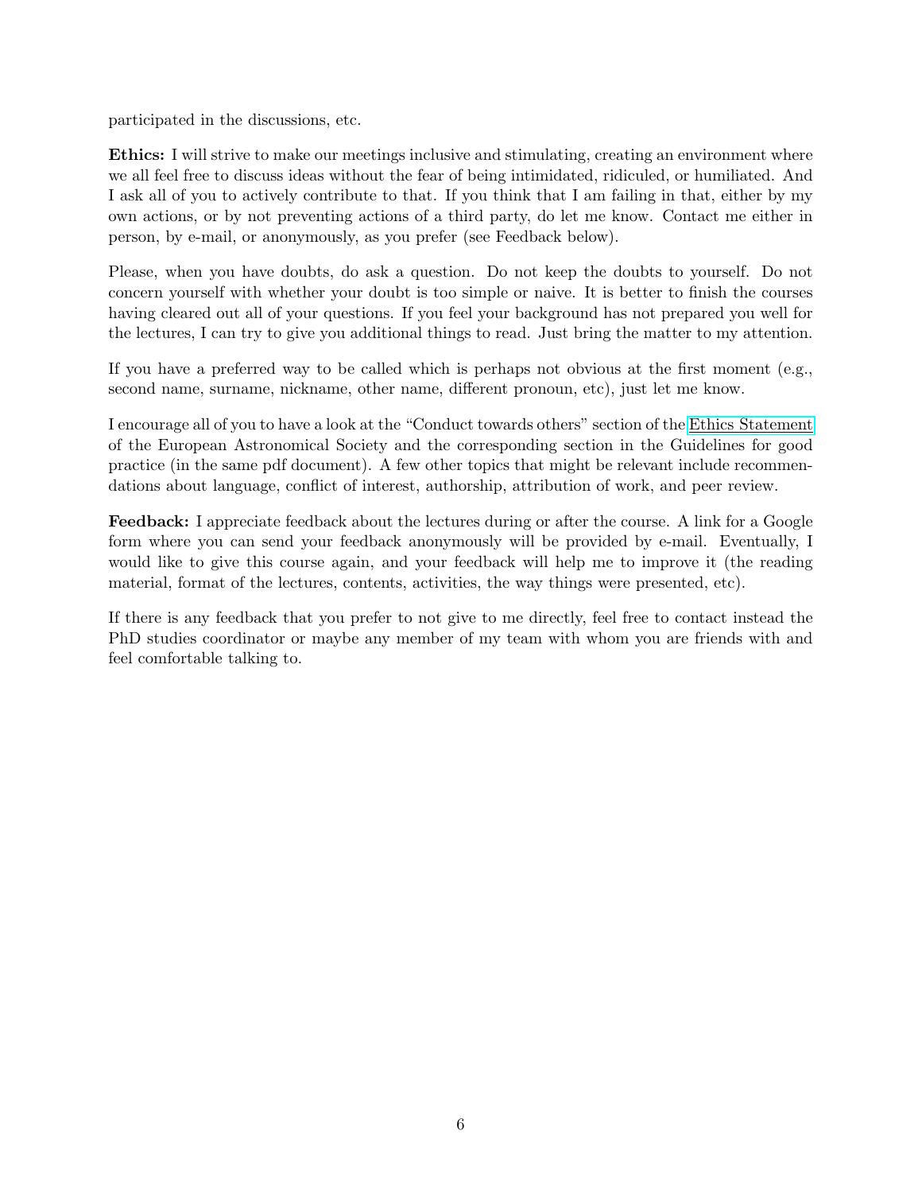participated in the discussions, etc.

**Ethics:** I will strive to make our meetings inclusive and stimulating, creating an environment where we all feel free to discuss ideas without the fear of being intimidated, ridiculed, or humiliated. And I ask all of you to actively contribute to that. If you think that I am failing in that, either by my own actions, or by not preventing actions of a third party, do let me know. Contact me either in person, by e-mail, or anonymously, as you prefer (see Feedback below).

Please, when you have doubts, do ask a question. Do not keep the doubts to yourself. Do not concern yourself with whether your doubt is too simple or naive. It is better to finish the courses having cleared out all of your questions. If you feel your background has not prepared you well for the lectures, I can try to give you additional things to read. Just bring the matter to my attention.

If you have a preferred way to be called which is perhaps not obvious at the first moment (e.g., second name, surname, nickname, other name, different pronoun, etc), just let me know.

I encourage all of you to have a look at the "Conduct towards others" section of the Ethics Statement of the European Astronomical Society and the corresponding section in the Guidelines for good practice (in the same pdf document). A few other topics that might be relevant include recommendations about language, conflict of interest, authorship, attribution of work, and peer review.

**Feedback:** I appreciate feedback about the lectures during or after the course. A link for a Google form where you can send your feedback anonymously will be provided by e-mail. Eventually, I would like to give this course again, and your feedback will help me to improve it (the reading material, format of the lectures, contents, activities, the way things were presented, etc).

If there is any feedback that you prefer to not give to me directly, feel free to contact instead the PhD studies coordinator or maybe any member of my team with whom you are friends with and feel comfortable talking to.